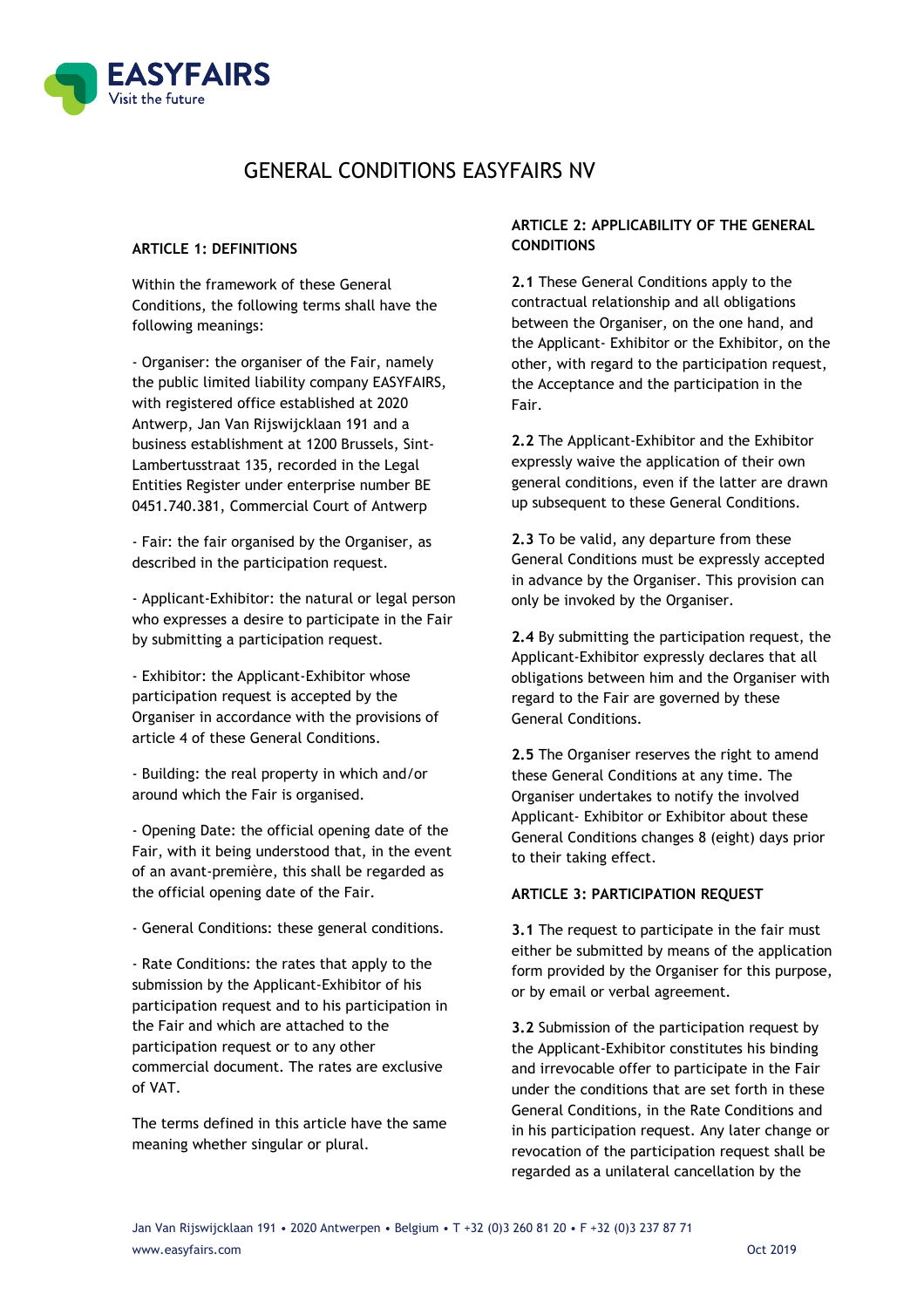# GENERAL CONDITIONS EASYFAIRS NV

**ARTICLE 1: DEFINITIONS**

Within the framework of these General Conditions, the following terms shall have the following meanings:

- Organiser: the organiser of the Fair, namely the public limited liability company EASYFAIRS, with registered office established at 2020 Antwerp, Jan Van Rijswijcklaan 191 and a business establishment at 1200 Brussels, Sint-Lambertusstraat 135, recorded in the Legal Entities Register under enterprise number BE 0451.740.381, Commercial Court of Antwerp

- Fair: the fair organised by the Organiser, as described in the participation request.

- Applicant-Exhibitor: the natural or legal person who expresses a desire to participate in the Fair by submitting a participation request.

- Exhibitor: the Applicant-Exhibitor whose participation request is accepted by the Organiser in accordance with the provisions of article 4 of these General Conditions.

- Building: the real property in which and/or around which the Fair is organised.

- Opening Date: the official opening date of the Fair, with it being understood that, in the event of an avant-première, this shall be regarded as the official opening date of the Fair.

- General Conditions: these general conditions.

- Rate Conditions: the rates that apply to the submission by the Applicant-Exhibitor of his participation request and to his participation in the Fair and which are attached to the participation request or to any other commercial document. The rates are exclusive of VAT.

The terms defined in this article have the same meaning whether singular or plural.

**ARTICLE 2: APPLICABILITY OF THE GENERAL CONDITIONS**

**2.1** These General Conditions apply to the contractual relationship and all obligations between the Organiser, on the one hand, and the Applicant- Exhibitor or the Exhibitor, on the other, with regard to the participation request, the Acceptance and the participation in the Fair.

**2.2** The Applicant-Exhibitor and the Exhibitor expressly waive the application of their own general conditions, even if the latter are drawn up subsequent to these General Conditions.

**2.3** To be valid, any departure from these General Conditions must be expressly accepted in advance by the Organiser. This provision can only be invoked by the Organiser.

**2.4** By submitting the participation request, the Applicant-Exhibitor expressly declares that all obligations between him and the Organiser with regard to the Fair are governed by these General Conditions.

**2.5** The Organiser reserves the right to amend these General Conditions at any time. The Organiser undertakes to notify the involved Applicant- Exhibitor or Exhibitor about these General Conditions changes 8 (eight) days prior to their taking effect.

**ARTICLE 3: PARTICIPATION REQUEST**

**3.1** The request to participate in the fair must either be submitted by means of the application form provided by the Organiser for this purpose, or by email or verbal agreement.

**3.2** Submission of the participation request by the Applicant-Exhibitor constitutes his binding and irrevocable offer to participate in the Fair under the conditions that are set forth in these General Conditions, in the Rate Conditions and in his participation request. Any later change or revocation of the participation request shall be regarded as a unilateral cancellation by the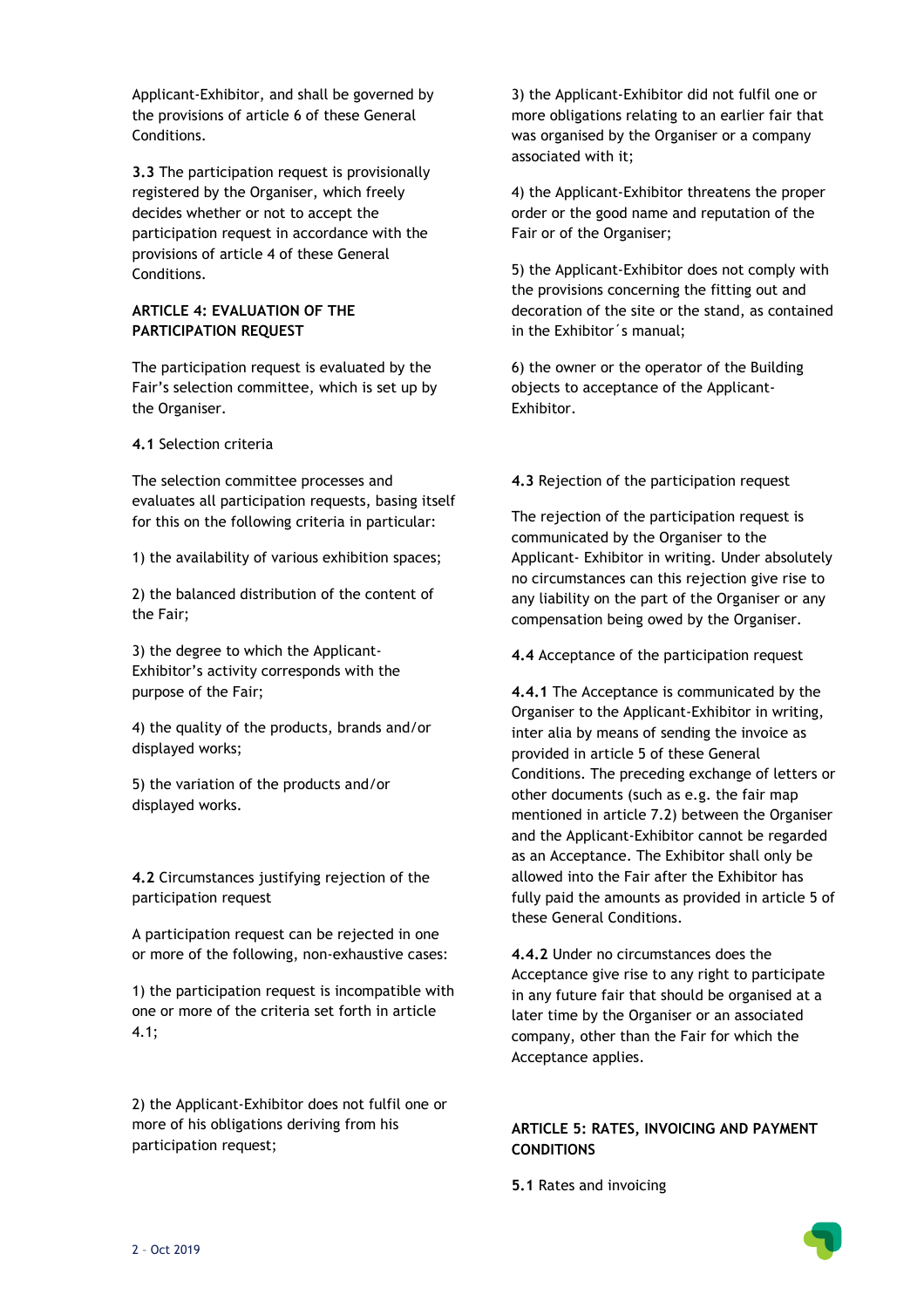Applicant-Exhibitor, and shall be governed by the provisions of article 6 of these General Conditions.

**3.3** The participation request is provisionally registered by the Organiser, which freely decides whether or not to accept the participation request in accordance with the provisions of article 4 of these General Conditions.

## ARTICLE 4: EVALUATION OF THE PARTICIPATION REQUEST

The participation request is evaluated by the Fair's selection committee, which is set up by the Organiser.

**4.1** Selection criteria

The selection committee processes and evaluates all participation requests, basing itself for this on the following criteria in particular:

1) the availability of various exhibition spaces;

2) the balanced distribution of the content of the Fair;

3) the degree to which the Applicant-Exhibitor's activity corresponds with the purpose of the Fair;

4) the quality of the products, brands and/or displayed works;

5) the variation of the products and/or displayed works.

**4.2** Circumstances justifying rejection of the participation request

A participation request can be rejected in one or more of the following, non-exhaustive cases:

1) the participation request is incompatible with one or more of the criteria set forth in article 4.1;

2) the Applicant-Exhibitor does not fulfil one or more of his obligations deriving from his participation request;

3) the Applicant-Exhibitor did not fulfil one or more obligations relating to an earlier fair that was organised by the Organiser or a company associated with it;

4) the Applicant-Exhibitor threatens the proper order or the good name and reputation of the Fair or of the Organiser;

5) the Applicant-Exhibitor does not comply with the provisions concerning the fitting out and decoration of the site or the stand, as contained in the Exhibitor´s manual;

6) the owner or the operator of the Building objects to acceptance of the Applicant-Exhibitor.

**4.3** Rejection of the participation request

The rejection of the participation request is communicated by the Organiser to the Applicant- Exhibitor in writing. Under absolutely no circumstances can this rejection give rise to any liability on the part of the Organiser or any compensation being owed by the Organiser.

**4.4** Acceptance of the participation request

**4.4.1** The Acceptance is communicated by the Organiser to the Applicant-Exhibitor in writing, inter alia by means of sending the invoice as provided in article 5 of these General Conditions. The preceding exchange of letters or other documents (such as e.g. the fair map mentioned in article 7.2) between the Organiser and the Applicant-Exhibitor cannot be regarded as an Acceptance. The Exhibitor shall only be allowed into the Fair after the Exhibitor has fully paid the amounts as provided in article 5 of these General Conditions.

**4.4.2** Under no circumstances does the Acceptance give rise to any right to participate in any future fair that should be organised at a later time by the Organiser or an associated company, other than the Fair for which the Acceptance applies.

## ARTICLE 5: RATES, INVOICING AND PAYMENT CONDITIONS

**5.1** Rates and invoicing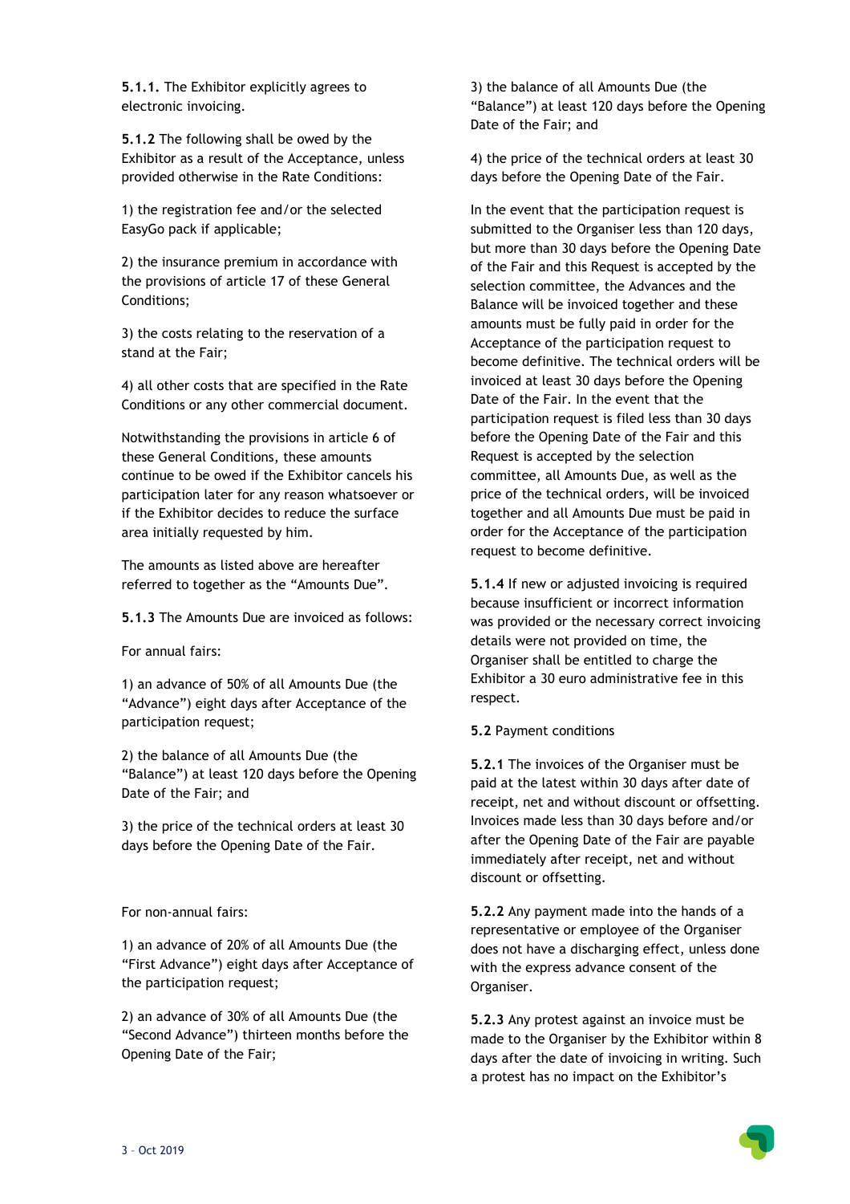**5.1.1.** The Exhibitor explicitly agrees to electronic invoicing.

**5.1.2** The following shall be owed by the Exhibitor as a result of the Acceptance, unless provided otherwise in the Rate Conditions:

1) the registration fee and/or the selected EasyGo pack if applicable;

2) the insurance premium in accordance with the provisions of article 17 of these General Conditions;

3) the costs relating to the reservation of a stand at the Fair;

4) all other costs that are specified in the Rate Conditions or any other commercial document.

Notwithstanding the provisions in article 6 of these General Conditions, these amounts continue to be owed if the Exhibitor cancels his participation later for any reason whatsoever or if the Exhibitor decides to reduce the surface area initially requested by him.

The amounts as listed above are hereafter referred to together as the "Amounts Due".

**5.1.3** The Amounts Due are invoiced as follows:

For annual fairs:

1) an advance of 50% of all Amounts Due (the "Advance") eight days after Acceptance of the participation request;

2) the balance of all Amounts Due (the "Balance") at least 120 days before the Opening Date of the Fair; and

3) the price of the technical orders at least 30 days before the Opening Date of the Fair.

For non-annual fairs:

1) an advance of 20% of all Amounts Due (the "First Advance") eight days after Acceptance of the participation request;

2) an advance of 30% of all Amounts Due (the "Second Advance") thirteen months before the Opening Date of the Fair;

3) the balance of all Amounts Due (the "Balance") at least 120 days before the Opening Date of the Fair; and

4) the price of the technical orders at least 30 days before the Opening Date of the Fair.

In the event that the participation request is submitted to the Organiser less than 120 days, but more than 30 days before the Opening Date of the Fair and this Request is accepted by the selection committee, the Advances and the Balance will be invoiced together and these amounts must be fully paid in order for the Acceptance of the participation request to become definitive. The technical orders will be invoiced at least 30 days before the Opening Date of the Fair. In the event that the participation request is filed less than 30 days before the Opening Date of the Fair and this Request is accepted by the selection committee, all Amounts Due, as well as the price of the technical orders, will be invoiced together and all Amounts Due must be paid in order for the Acceptance of the participation request to become definitive.

**5.1.4** If new or adjusted invoicing is required because insufficient or incorrect information was provided or the necessary correct invoicing details were not provided on time, the Organiser shall be entitled to charge the Exhibitor a 30 euro administrative fee in this respect.

**5.2** Payment conditions

**5.2.1** The invoices of the Organiser must be paid at the latest within 30 days after date of receipt, net and without discount or offsetting. Invoices made less than 30 days before and/or after the Opening Date of the Fair are payable immediately after receipt, net and without discount or offsetting.

**5.2.2** Any payment made into the hands of a representative or employee of the Organiser does not have a discharging effect, unless done with the express advance consent of the Organiser.

**5.2.3** Any protest against an invoice must be made to the Organiser by the Exhibitor within 8 days after the date of invoicing in writing. Such a protest has no impact on the Exhibitor's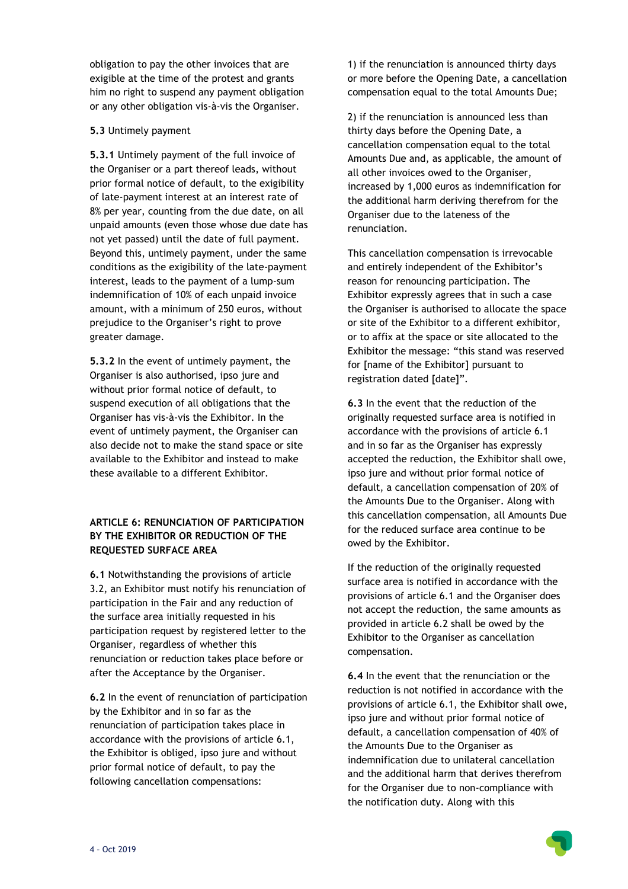obligation to pay the other invoices that are exigible at the time of the protest and grants him no right to suspend any payment obligation or any other obligation vis-à-vis the Organiser.

**5.3** Untimely payment

**5.3.1** Untimely payment of the full invoice of the Organiser or a part thereof leads, without prior formal notice of default, to the exigibility of late-payment interest at an interest rate of 8% per year, counting from the due date, on all unpaid amounts (even those whose due date has not yet passed) until the date of full payment. Beyond this, untimely payment, under the same conditions as the exigibility of the late-payment interest, leads to the payment of a lump-sum indemnification of 10% of each unpaid invoice amount, with a minimum of 250 euros, without prejudice to the Organiser's right to prove greater damage.

**5.3.2** In the event of untimely payment, the Organiser is also authorised, ipso jure and without prior formal notice of default, to suspend execution of all obligations that the Organiser has vis-à-vis the Exhibitor. In the event of untimely payment, the Organiser can also decide not to make the stand space or site available to the Exhibitor and instead to make these available to a different Exhibitor.

### ARTICLE 6: RENUNCIATION OF PARTICIPATION BY THE EXHIBITOR OR REDUCTION OF THE REQUESTED SURFACE AREA

**6.1** Notwithstanding the provisions of article 3.2, an Exhibitor must notify his renunciation of participation in the Fair and any reduction of the surface area initially requested in his participation request by registered letter to the Organiser, regardless of whether this renunciation or reduction takes place before or after the Acceptance by the Organiser.

**6.2** In the event of renunciation of participation by the Exhibitor and in so far as the renunciation of participation takes place in accordance with the provisions of article 6.1, the Exhibitor is obliged, ipso jure and without prior formal notice of default, to pay the following cancellation compensations:

1) if the renunciation is announced thirty days or more before the Opening Date, a cancellation compensation equal to the total Amounts Due;

2) if the renunciation is announced less than thirty days before the Opening Date, a cancellation compensation equal to the total Amounts Due and, as applicable, the amount of all other invoices owed to the Organiser, increased by 1,000 euros as indemnification for the additional harm deriving therefrom for the Organiser due to the lateness of the renunciation.

This cancellation compensation is irrevocable and entirely independent of the Exhibitor's reason for renouncing participation. The Exhibitor expressly agrees that in such a case the Organiser is authorised to allocate the space or site of the Exhibitor to a different exhibitor, or to affix at the space or site allocated to the Exhibitor the message: "this stand was reserved for [name of the Exhibitor] pursuant to registration dated [date]".

**6.3** In the event that the reduction of the originally requested surface area is notified in accordance with the provisions of article 6.1 and in so far as the Organiser has expressly accepted the reduction, the Exhibitor shall owe, ipso jure and without prior formal notice of default, a cancellation compensation of 20% of the Amounts Due to the Organiser. Along with this cancellation compensation, all Amounts Due for the reduced surface area continue to be owed by the Exhibitor.

If the reduction of the originally requested surface area is notified in accordance with the provisions of article 6.1 and the Organiser does not accept the reduction, the same amounts as provided in article 6.2 shall be owed by the Exhibitor to the Organiser as cancellation compensation.

**6.4** In the event that the renunciation or the reduction is not notified in accordance with the provisions of article 6.1, the Exhibitor shall owe, ipso jure and without prior formal notice of default, a cancellation compensation of 40% of the Amounts Due to the Organiser as indemnification due to unilateral cancellation and the additional harm that derives therefrom for the Organiser due to non-compliance with the notification duty. Along with this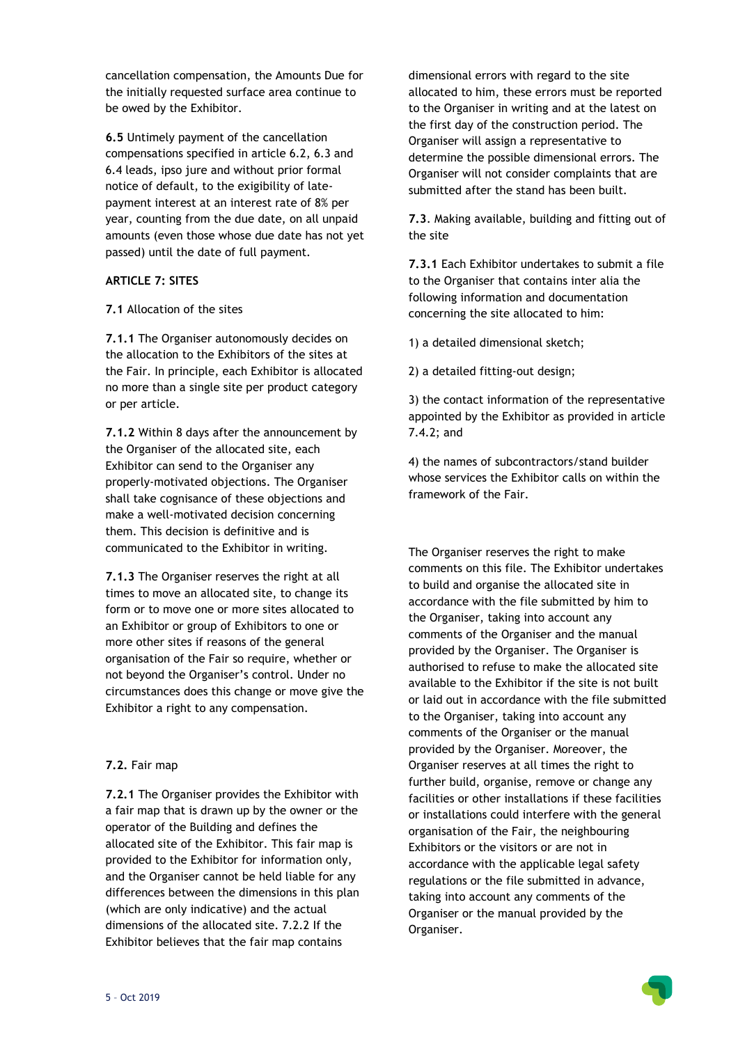cancellation compensation, the Amounts Due for the initially requested surface area continue to be owed by the Exhibitor.

**6.5** Untimely payment of the cancellation compensations specified in article 6.2, 6.3 and 6.4 leads, ipso jure and without prior formal notice of default, to the exigibility of late-payment interest at an interest rate of 8% per year, counting from the due date, on all unpaid amounts (even those whose due date has not yet passed) until the date of full payment.

**ARTICLE 7: SITES**

**7.1** Allocation of the sites

**7.1.1** The Organiser autonomously decides on the allocation to the Exhibitors of the sites at the Fair. In principle, each Exhibitor is allocated no more than a single site per product category or per article.

**7.1.2** Within 8 days after the announcement by the Organiser of the allocated site, each Exhibitor can send to the Organiser any properly-motivated objections. The Organiser shall take cognisance of these objections and make a well-motivated decision concerning them. This decision is definitive and is communicated to the Exhibitor in writing.

**7.1.3** The Organiser reserves the right at all times to move an allocated site, to change its form or to move one or more sites allocated to an Exhibitor or group of Exhibitors to one or more other sites if reasons of the general organisation of the Fair so require, whether or not beyond the Organiser's control. Under no circumstances does this change or move give the Exhibitor a right to any compensation.

**7.2.** Fair map

**7.2.1** The Organiser provides the Exhibitor with a fair map that is drawn up by the owner or the operator of the Building and defines the allocated site of the Exhibitor. This fair map is provided to the Exhibitor for information only, and the Organiser cannot be held liable for any differences between the dimensions in this plan (which are only indicative) and the actual dimensions of the allocated site. 7.2.2 If the Exhibitor believes that the fair map contains dimensional errors with regard to the site allocated to him, these errors must be reported to the Organiser in writing and at the latest on the first day of the construction period. The Organiser will assign a representative to determine the possible dimensional errors. The Organiser will not consider complaints that are submitted after the stand has been built.

**7.3**. Making available, building and fitting out of the site

**7.3.1** Each Exhibitor undertakes to submit a file to the Organiser that contains inter alia the following information and documentation concerning the site allocated to him:

1) a detailed dimensional sketch;

2) a detailed fitting-out design;

3) the contact information of the representative appointed by the Exhibitor as provided in article 7.4.2; and

4) the names of subcontractors/stand builder whose services the Exhibitor calls on within the framework of the Fair.

The Organiser reserves the right to make comments on this file. The Exhibitor undertakes to build and organise the allocated site in accordance with the file submitted by him to the Organiser, taking into account any comments of the Organiser and the manual provided by the Organiser. The Organiser is authorised to refuse to make the allocated site available to the Exhibitor if the site is not built or laid out in accordance with the file submitted to the Organiser, taking into account any comments of the Organiser or the manual provided by the Organiser. Moreover, the Organiser reserves at all times the right to further build, organise, remove or change any facilities or other installations if these facilities or installations could interfere with the general organisation of the Fair, the neighbouring Exhibitors or the visitors or are not in accordance with the applicable legal safety regulations or the file submitted in advance, taking into account any comments of the Organiser or the manual provided by the Organiser.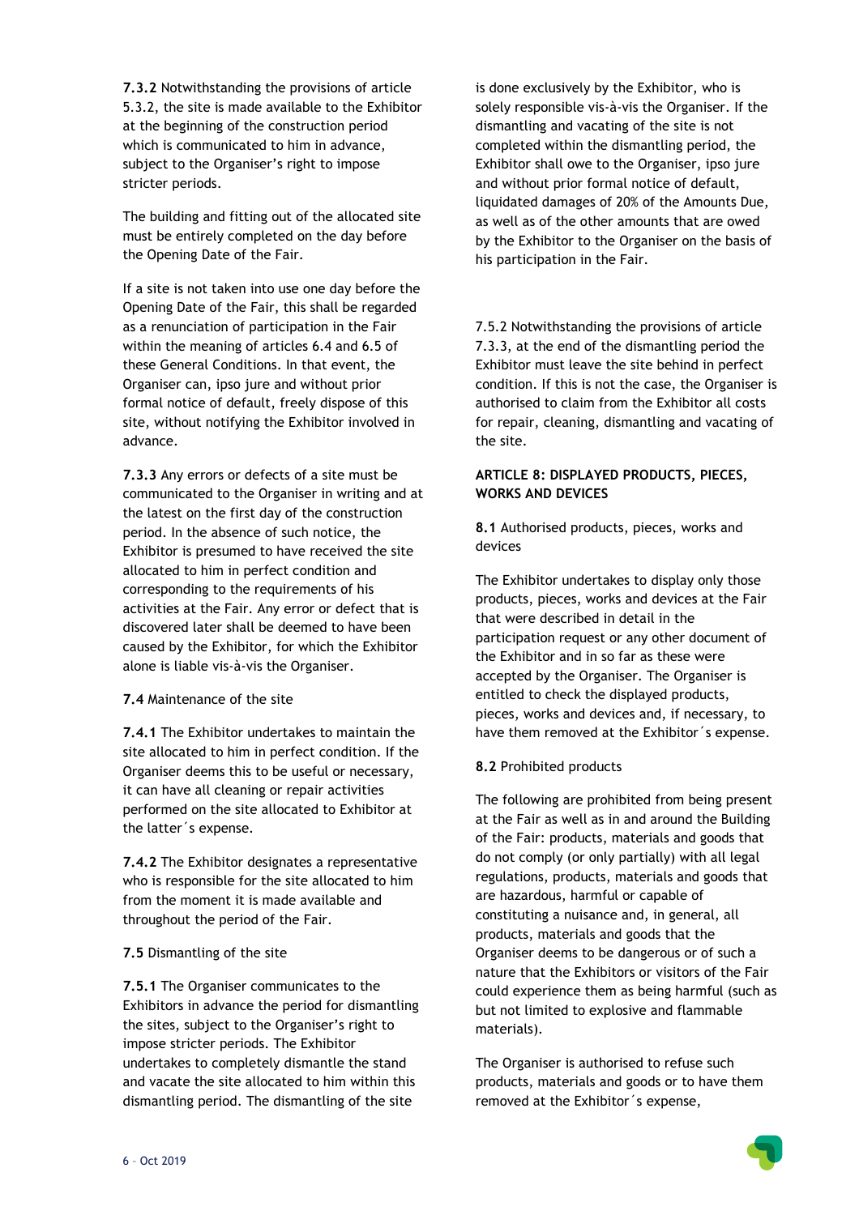**7.3.2** Notwithstanding the provisions of article 5.3.2, the site is made available to the Exhibitor at the beginning of the construction period which is communicated to him in advance, subject to the Organiser's right to impose stricter periods.

The building and fitting out of the allocated site must be entirely completed on the day before the Opening Date of the Fair.

If a site is not taken into use one day before the Opening Date of the Fair, this shall be regarded as a renunciation of participation in the Fair within the meaning of articles 6.4 and 6.5 of these General Conditions. In that event, the Organiser can, ipso jure and without prior formal notice of default, freely dispose of this site, without notifying the Exhibitor involved in advance.

**7.3.3** Any errors or defects of a site must be communicated to the Organiser in writing and at the latest on the first day of the construction period. In the absence of such notice, the Exhibitor is presumed to have received the site allocated to him in perfect condition and corresponding to the requirements of his activities at the Fair. Any error or defect that is discovered later shall be deemed to have been caused by the Exhibitor, for which the Exhibitor alone is liable vis-à-vis the Organiser.

**7.4** Maintenance of the site

**7.4.1** The Exhibitor undertakes to maintain the site allocated to him in perfect condition. If the Organiser deems this to be useful or necessary, it can have all cleaning or repair activities performed on the site allocated to Exhibitor at the latter´s expense.

**7.4.2** The Exhibitor designates a representative who is responsible for the site allocated to him from the moment it is made available and throughout the period of the Fair.

**7.5** Dismantling of the site

**7.5.1** The Organiser communicates to the Exhibitors in advance the period for dismantling the sites, subject to the Organiser's right to impose stricter periods. The Exhibitor undertakes to completely dismantle the stand and vacate the site allocated to him within this dismantling period. The dismantling of the site is done exclusively by the Exhibitor, who is solely responsible vis-à-vis the Organiser. If the dismantling and vacating of the site is not completed within the dismantling period, the Exhibitor shall owe to the Organiser, ipso jure and without prior formal notice of default, liquidated damages of 20% of the Amounts Due, as well as of the other amounts that are owed by the Exhibitor to the Organiser on the basis of his participation in the Fair.

7.5.2 Notwithstanding the provisions of article 7.3.3, at the end of the dismantling period the Exhibitor must leave the site behind in perfect condition. If this is not the case, the Organiser is authorised to claim from the Exhibitor all costs for repair, cleaning, dismantling and vacating of the site.

**ARTICLE 8: DISPLAYED PRODUCTS, PIECES, WORKS AND DEVICES**

**8.1** Authorised products, pieces, works and devices

The Exhibitor undertakes to display only those products, pieces, works and devices at the Fair that were described in detail in the participation request or any other document of the Exhibitor and in so far as these were accepted by the Organiser. The Organiser is entitled to check the displayed products, pieces, works and devices and, if necessary, to have them removed at the Exhibitor´s expense.

**8.2** Prohibited products

The following are prohibited from being present at the Fair as well as in and around the Building of the Fair: products, materials and goods that do not comply (or only partially) with all legal regulations, products, materials and goods that are hazardous, harmful or capable of constituting a nuisance and, in general, all products, materials and goods that the Organiser deems to be dangerous or of such a nature that the Exhibitors or visitors of the Fair could experience them as being harmful (such as but not limited to explosive and flammable materials).

The Organiser is authorised to refuse such products, materials and goods or to have them removed at the Exhibitor´s expense,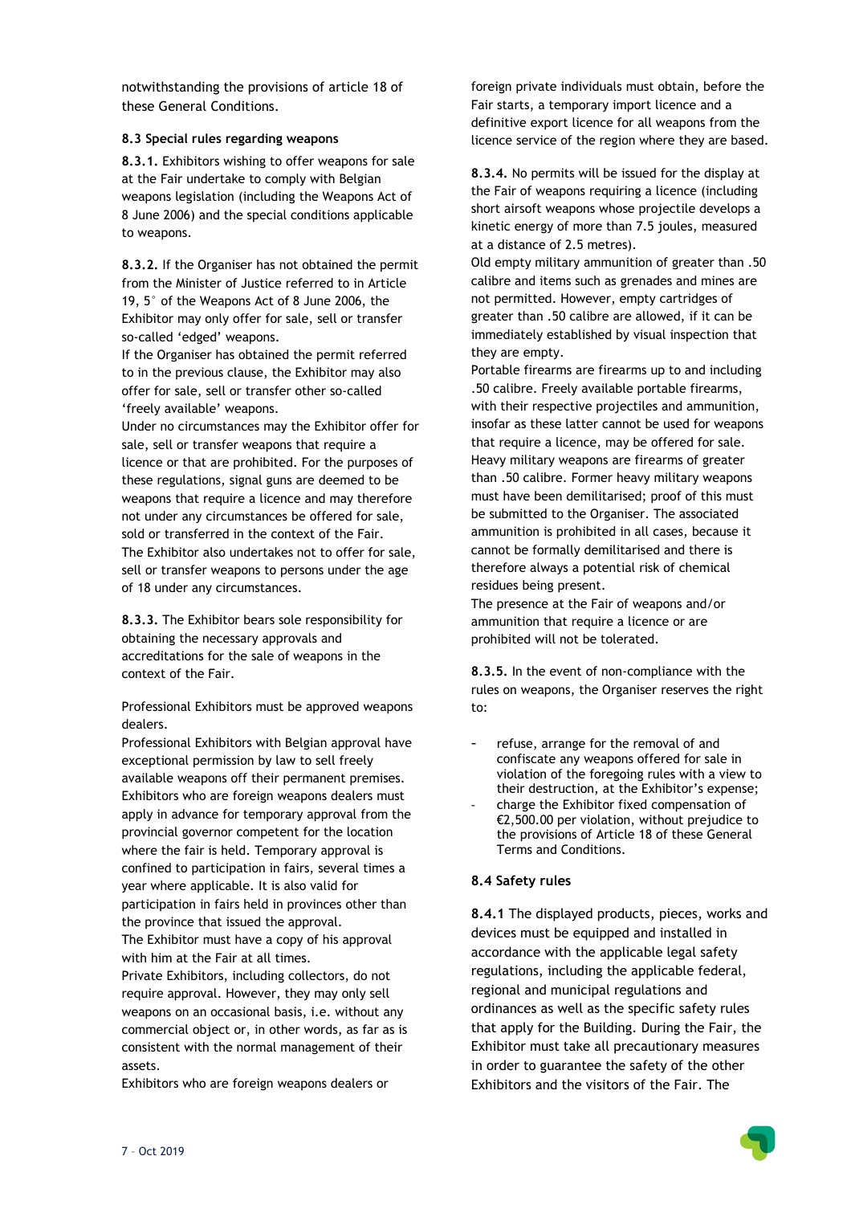notwithstanding the provisions of article 18 of these General Conditions.

### 8.3 Special rules regarding weapons

**8.3.1.** Exhibitors wishing to offer weapons for sale at the Fair undertake to comply with Belgian weapons legislation (including the Weapons Act of 8 June 2006) and the special conditions applicable to weapons.

**8.3.2.** If the Organiser has not obtained the permit from the Minister of Justice referred to in Article 19, 5° of the Weapons Act of 8 June 2006, the Exhibitor may only offer for sale, sell or transfer so-called 'edged' weapons.
If the Organiser has obtained the permit referred to in the previous clause, the Exhibitor may also offer for sale, sell or transfer other so-called 'freely available' weapons.
Under no circumstances may the Exhibitor offer for sale, sell or transfer weapons that require a licence or that are prohibited. For the purposes of these regulations, signal guns are deemed to be weapons that require a licence and may therefore not under any circumstances be offered for sale, sold or transferred in the context of the Fair.
The Exhibitor also undertakes not to offer for sale, sell or transfer weapons to persons under the age of 18 under any circumstances.

**8.3.3.** The Exhibitor bears sole responsibility for obtaining the necessary approvals and accreditations for the sale of weapons in the context of the Fair.

Professional Exhibitors must be approved weapons dealers.
Professional Exhibitors with Belgian approval have exceptional permission by law to sell freely available weapons off their permanent premises.
Exhibitors who are foreign weapons dealers must apply in advance for temporary approval from the provincial governor competent for the location where the fair is held. Temporary approval is confined to participation in fairs, several times a year where applicable. It is also valid for participation in fairs held in provinces other than the province that issued the approval.
The Exhibitor must have a copy of his approval with him at the Fair at all times.
Private Exhibitors, including collectors, do not require approval. However, they may only sell weapons on an occasional basis, i.e. without any commercial object or, in other words, as far as is consistent with the normal management of their assets.
Exhibitors who are foreign weapons dealers or foreign private individuals must obtain, before the Fair starts, a temporary import licence and a definitive export licence for all weapons from the licence service of the region where they are based.

**8.3.4.** No permits will be issued for the display at the Fair of weapons requiring a licence (including short airsoft weapons whose projectile develops a kinetic energy of more than 7.5 joules, measured at a distance of 2.5 metres).
Old empty military ammunition of greater than .50 calibre and items such as grenades and mines are not permitted. However, empty cartridges of greater than .50 calibre are allowed, if it can be immediately established by visual inspection that they are empty.
Portable firearms are firearms up to and including .50 calibre. Freely available portable firearms, with their respective projectiles and ammunition, insofar as these latter cannot be used for weapons that require a licence, may be offered for sale.
Heavy military weapons are firearms of greater than .50 calibre. Former heavy military weapons must have been demilitarised; proof of this must be submitted to the Organiser. The associated ammunition is prohibited in all cases, because it cannot be formally demilitarised and there is therefore always a potential risk of chemical residues being present.
The presence at the Fair of weapons and/or ammunition that require a licence or are prohibited will not be tolerated.

**8.3.5.** In the event of non-compliance with the rules on weapons, the Organiser reserves the right to:

- refuse, arrange for the removal of and confiscate any weapons offered for sale in violation of the foregoing rules with a view to their destruction, at the Exhibitor's expense;
- charge the Exhibitor fixed compensation of €2,500.00 per violation, without prejudice to the provisions of Article 18 of these General Terms and Conditions.

### 8.4 Safety rules

**8.4.1** The displayed products, pieces, works and devices must be equipped and installed in accordance with the applicable legal safety regulations, including the applicable federal, regional and municipal regulations and ordinances as well as the specific safety rules that apply for the Building. During the Fair, the Exhibitor must take all precautionary measures in order to guarantee the safety of the other Exhibitors and the visitors of the Fair. The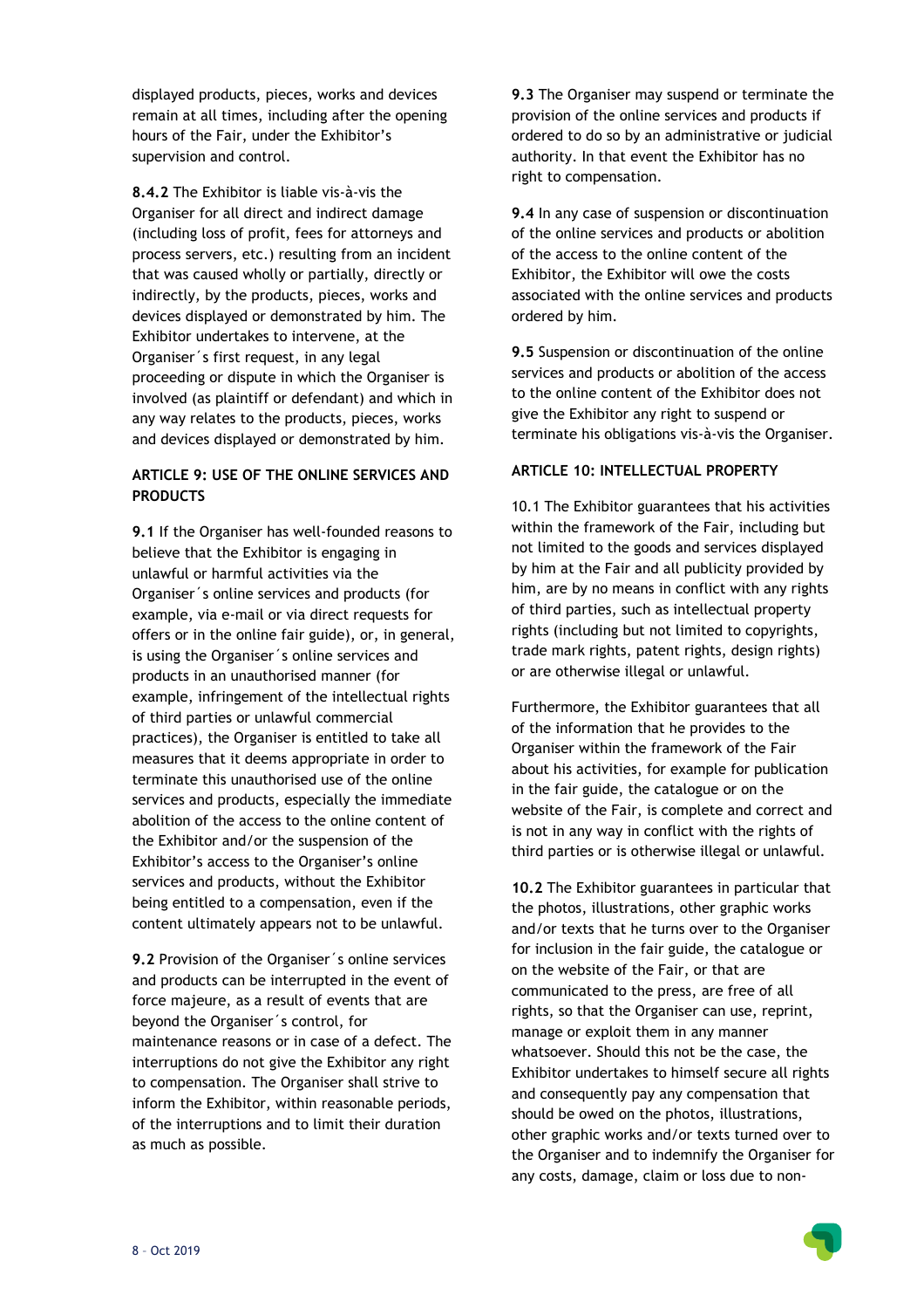displayed products, pieces, works and devices remain at all times, including after the opening hours of the Fair, under the Exhibitor's supervision and control.

**8.4.2** The Exhibitor is liable vis-à-vis the Organiser for all direct and indirect damage (including loss of profit, fees for attorneys and process servers, etc.) resulting from an incident that was caused wholly or partially, directly or indirectly, by the products, pieces, works and devices displayed or demonstrated by him. The Exhibitor undertakes to intervene, at the Organiser´s first request, in any legal proceeding or dispute in which the Organiser is involved (as plaintiff or defendant) and which in any way relates to the products, pieces, works and devices displayed or demonstrated by him.

### ARTICLE 9: USE OF THE ONLINE SERVICES AND PRODUCTS

**9.1** If the Organiser has well-founded reasons to believe that the Exhibitor is engaging in unlawful or harmful activities via the Organiser´s online services and products (for example, via e-mail or via direct requests for offers or in the online fair guide), or, in general, is using the Organiser´s online services and products in an unauthorised manner (for example, infringement of the intellectual rights of third parties or unlawful commercial practices), the Organiser is entitled to take all measures that it deems appropriate in order to terminate this unauthorised use of the online services and products, especially the immediate abolition of the access to the online content of the Exhibitor and/or the suspension of the Exhibitor's access to the Organiser's online services and products, without the Exhibitor being entitled to a compensation, even if the content ultimately appears not to be unlawful.

**9.2** Provision of the Organiser´s online services and products can be interrupted in the event of force majeure, as a result of events that are beyond the Organiser´s control, for maintenance reasons or in case of a defect. The interruptions do not give the Exhibitor any right to compensation. The Organiser shall strive to inform the Exhibitor, within reasonable periods, of the interruptions and to limit their duration as much as possible.

**9.3** The Organiser may suspend or terminate the provision of the online services and products if ordered to do so by an administrative or judicial authority. In that event the Exhibitor has no right to compensation.

**9.4** In any case of suspension or discontinuation of the online services and products or abolition of the access to the online content of the Exhibitor, the Exhibitor will owe the costs associated with the online services and products ordered by him.

**9.5** Suspension or discontinuation of the online services and products or abolition of the access to the online content of the Exhibitor does not give the Exhibitor any right to suspend or terminate his obligations vis-à-vis the Organiser.

### ARTICLE 10: INTELLECTUAL PROPERTY

10.1 The Exhibitor guarantees that his activities within the framework of the Fair, including but not limited to the goods and services displayed by him at the Fair and all publicity provided by him, are by no means in conflict with any rights of third parties, such as intellectual property rights (including but not limited to copyrights, trade mark rights, patent rights, design rights) or are otherwise illegal or unlawful.

Furthermore, the Exhibitor guarantees that all of the information that he provides to the Organiser within the framework of the Fair about his activities, for example for publication in the fair guide, the catalogue or on the website of the Fair, is complete and correct and is not in any way in conflict with the rights of third parties or is otherwise illegal or unlawful.

**10.2** The Exhibitor guarantees in particular that the photos, illustrations, other graphic works and/or texts that he turns over to the Organiser for inclusion in the fair guide, the catalogue or on the website of the Fair, or that are communicated to the press, are free of all rights, so that the Organiser can use, reprint, manage or exploit them in any manner whatsoever. Should this not be the case, the Exhibitor undertakes to himself secure all rights and consequently pay any compensation that should be owed on the photos, illustrations, other graphic works and/or texts turned over to the Organiser and to indemnify the Organiser for any costs, damage, claim or loss due to non-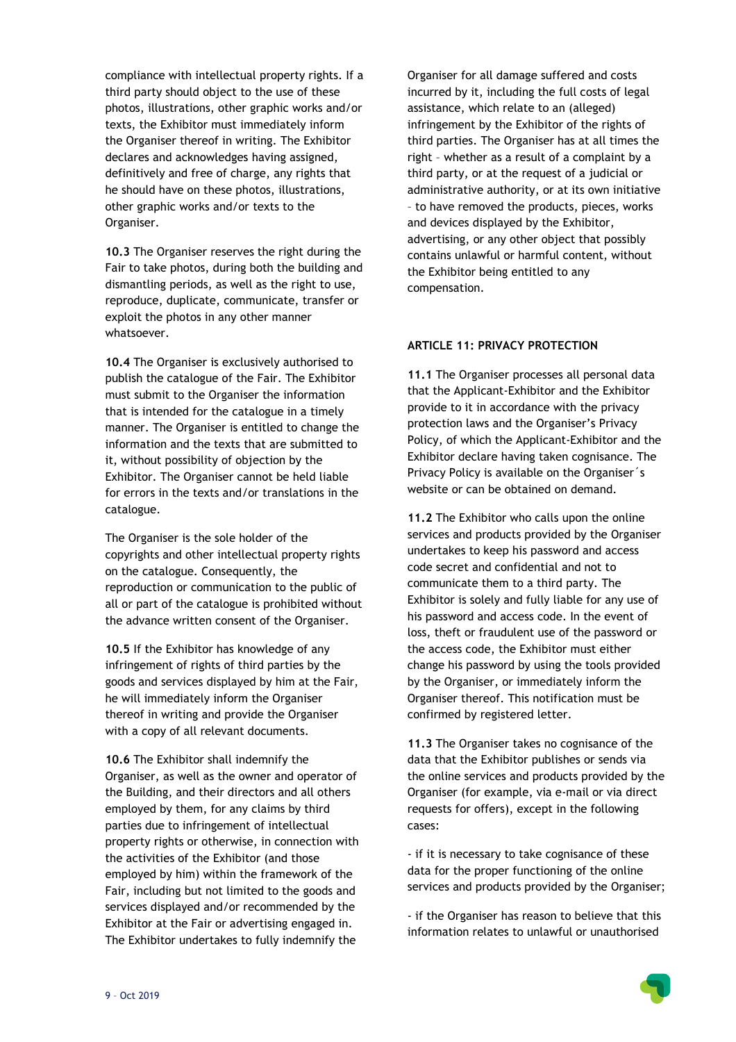compliance with intellectual property rights. If a third party should object to the use of these photos, illustrations, other graphic works and/or texts, the Exhibitor must immediately inform the Organiser thereof in writing. The Exhibitor declares and acknowledges having assigned, definitively and free of charge, any rights that he should have on these photos, illustrations, other graphic works and/or texts to the Organiser.

**10.3** The Organiser reserves the right during the Fair to take photos, during both the building and dismantling periods, as well as the right to use, reproduce, duplicate, communicate, transfer or exploit the photos in any other manner whatsoever.

**10.4** The Organiser is exclusively authorised to publish the catalogue of the Fair. The Exhibitor must submit to the Organiser the information that is intended for the catalogue in a timely manner. The Organiser is entitled to change the information and the texts that are submitted to it, without possibility of objection by the Exhibitor. The Organiser cannot be held liable for errors in the texts and/or translations in the catalogue.

The Organiser is the sole holder of the copyrights and other intellectual property rights on the catalogue. Consequently, the reproduction or communication to the public of all or part of the catalogue is prohibited without the advance written consent of the Organiser.

**10.5** If the Exhibitor has knowledge of any infringement of rights of third parties by the goods and services displayed by him at the Fair, he will immediately inform the Organiser thereof in writing and provide the Organiser with a copy of all relevant documents.

**10.6** The Exhibitor shall indemnify the Organiser, as well as the owner and operator of the Building, and their directors and all others employed by them, for any claims by third parties due to infringement of intellectual property rights or otherwise, in connection with the activities of the Exhibitor (and those employed by him) within the framework of the Fair, including but not limited to the goods and services displayed and/or recommended by the Exhibitor at the Fair or advertising engaged in. The Exhibitor undertakes to fully indemnify the Organiser for all damage suffered and costs incurred by it, including the full costs of legal assistance, which relate to an (alleged) infringement by the Exhibitor of the rights of third parties. The Organiser has at all times the right – whether as a result of a complaint by a third party, or at the request of a judicial or administrative authority, or at its own initiative – to have removed the products, pieces, works and devices displayed by the Exhibitor, advertising, or any other object that possibly contains unlawful or harmful content, without the Exhibitor being entitled to any compensation.

## ARTICLE 11: PRIVACY PROTECTION

**11.1** The Organiser processes all personal data that the Applicant-Exhibitor and the Exhibitor provide to it in accordance with the privacy protection laws and the Organiser's Privacy Policy, of which the Applicant-Exhibitor and the Exhibitor declare having taken cognisance. The Privacy Policy is available on the Organiser´s website or can be obtained on demand.

**11.2** The Exhibitor who calls upon the online services and products provided by the Organiser undertakes to keep his password and access code secret and confidential and not to communicate them to a third party. The Exhibitor is solely and fully liable for any use of his password and access code. In the event of loss, theft or fraudulent use of the password or the access code, the Exhibitor must either change his password by using the tools provided by the Organiser, or immediately inform the Organiser thereof. This notification must be confirmed by registered letter.

**11.3** The Organiser takes no cognisance of the data that the Exhibitor publishes or sends via the online services and products provided by the Organiser (for example, via e-mail or via direct requests for offers), except in the following cases:

- if it is necessary to take cognisance of these data for the proper functioning of the online services and products provided by the Organiser;

- if the Organiser has reason to believe that this information relates to unlawful or unauthorised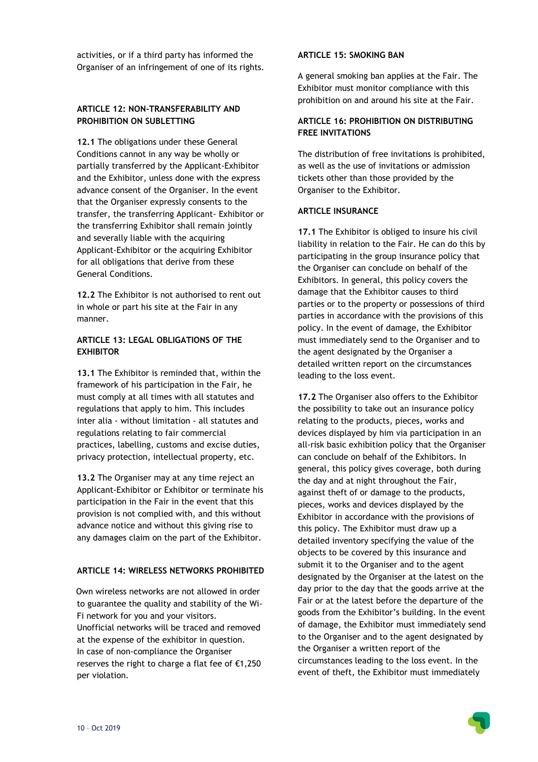activities, or if a third party has informed the Organiser of an infringement of one of its rights.

**ARTICLE 12: NON-TRANSFERABILITY AND PROHIBITION ON SUBLETTING**

**12.1** The obligations under these General Conditions cannot in any way be wholly or partially transferred by the Applicant-Exhibitor and the Exhibitor, unless done with the express advance consent of the Organiser. In the event that the Organiser expressly consents to the transfer, the transferring Applicant- Exhibitor or the transferring Exhibitor shall remain jointly and severally liable with the acquiring Applicant-Exhibitor or the acquiring Exhibitor for all obligations that derive from these General Conditions.

**12.2** The Exhibitor is not authorised to rent out in whole or part his site at the Fair in any manner.

**ARTICLE 13: LEGAL OBLIGATIONS OF THE EXHIBITOR**

**13.1** The Exhibitor is reminded that, within the framework of his participation in the Fair, he must comply at all times with all statutes and regulations that apply to him. This includes inter alia - without limitation - all statutes and regulations relating to fair commercial practices, labelling, customs and excise duties, privacy protection, intellectual property, etc.

**13.2** The Organiser may at any time reject an Applicant-Exhibitor or Exhibitor or terminate his participation in the Fair in the event that this provision is not complied with, and this without advance notice and without this giving rise to any damages claim on the part of the Exhibitor.

**ARTICLE 14: WIRELESS NETWORKS PROHIBITED**

Own wireless networks are not allowed in order to guarantee the quality and stability of the Wi-Fi network for you and your visitors. Unofficial networks will be traced and removed at the expense of the exhibitor in question. In case of non-compliance the Organiser reserves the right to charge a flat fee of €1,250 per violation.

**ARTICLE 15: SMOKING BAN**

A general smoking ban applies at the Fair. The Exhibitor must monitor compliance with this prohibition on and around his site at the Fair.

**ARTICLE 16: PROHIBITION ON DISTRIBUTING FREE INVITATIONS**

The distribution of free invitations is prohibited, as well as the use of invitations or admission tickets other than those provided by the Organiser to the Exhibitor.

**ARTICLE INSURANCE**

**17.1** The Exhibitor is obliged to insure his civil liability in relation to the Fair. He can do this by participating in the group insurance policy that the Organiser can conclude on behalf of the Exhibitors. In general, this policy covers the damage that the Exhibitor causes to third parties or to the property or possessions of third parties in accordance with the provisions of this policy. In the event of damage, the Exhibitor must immediately send to the Organiser and to the agent designated by the Organiser a detailed written report on the circumstances leading to the loss event.

**17.2** The Organiser also offers to the Exhibitor the possibility to take out an insurance policy relating to the products, pieces, works and devices displayed by him via participation in an all-risk basic exhibition policy that the Organiser can conclude on behalf of the Exhibitors. In general, this policy gives coverage, both during the day and at night throughout the Fair, against theft of or damage to the products, pieces, works and devices displayed by the Exhibitor in accordance with the provisions of this policy. The Exhibitor must draw up a detailed inventory specifying the value of the objects to be covered by this insurance and submit it to the Organiser and to the agent designated by the Organiser at the latest on the day prior to the day that the goods arrive at the Fair or at the latest before the departure of the goods from the Exhibitor's building. In the event of damage, the Exhibitor must immediately send to the Organiser and to the agent designated by the Organiser a written report of the circumstances leading to the loss event. In the event of theft, the Exhibitor must immediately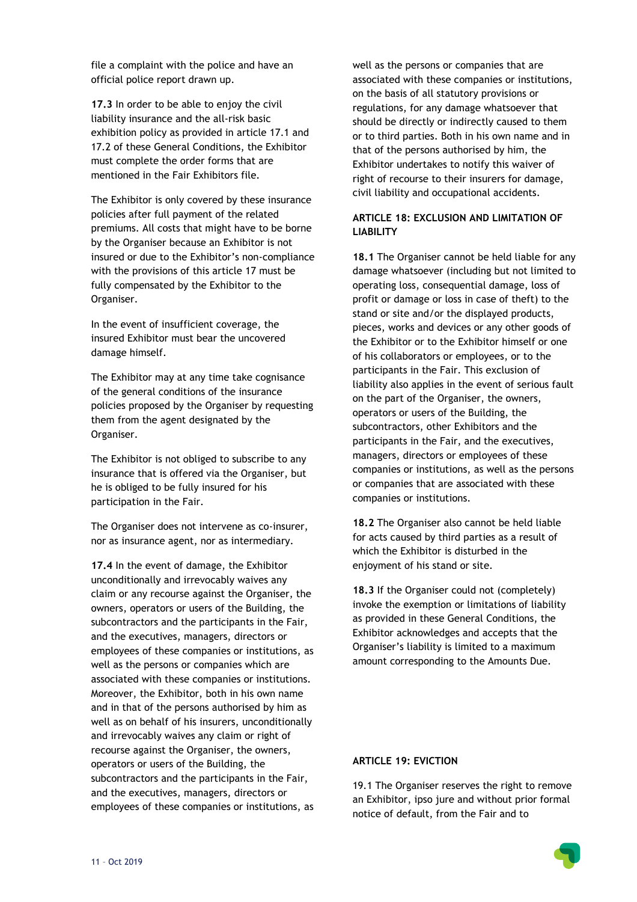file a complaint with the police and have an official police report drawn up.

**17.3** In order to be able to enjoy the civil liability insurance and the all-risk basic exhibition policy as provided in article 17.1 and 17.2 of these General Conditions, the Exhibitor must complete the order forms that are mentioned in the Fair Exhibitors file.

The Exhibitor is only covered by these insurance policies after full payment of the related premiums. All costs that might have to be borne by the Organiser because an Exhibitor is not insured or due to the Exhibitor's non-compliance with the provisions of this article 17 must be fully compensated by the Exhibitor to the Organiser.

In the event of insufficient coverage, the insured Exhibitor must bear the uncovered damage himself.

The Exhibitor may at any time take cognisance of the general conditions of the insurance policies proposed by the Organiser by requesting them from the agent designated by the Organiser.

The Exhibitor is not obliged to subscribe to any insurance that is offered via the Organiser, but he is obliged to be fully insured for his participation in the Fair.

The Organiser does not intervene as co-insurer, nor as insurance agent, nor as intermediary.

**17.4** In the event of damage, the Exhibitor unconditionally and irrevocably waives any claim or any recourse against the Organiser, the owners, operators or users of the Building, the subcontractors and the participants in the Fair, and the executives, managers, directors or employees of these companies or institutions, as well as the persons or companies which are associated with these companies or institutions. Moreover, the Exhibitor, both in his own name and in that of the persons authorised by him as well as on behalf of his insurers, unconditionally and irrevocably waives any claim or right of recourse against the Organiser, the owners, operators or users of the Building, the subcontractors and the participants in the Fair, and the executives, managers, directors or employees of these companies or institutions, as well as the persons or companies that are associated with these companies or institutions, on the basis of all statutory provisions or regulations, for any damage whatsoever that should be directly or indirectly caused to them or to third parties. Both in his own name and in that of the persons authorised by him, the Exhibitor undertakes to notify this waiver of right of recourse to their insurers for damage, civil liability and occupational accidents.

**ARTICLE 18: EXCLUSION AND LIMITATION OF LIABILITY**

**18.1** The Organiser cannot be held liable for any damage whatsoever (including but not limited to operating loss, consequential damage, loss of profit or damage or loss in case of theft) to the stand or site and/or the displayed products, pieces, works and devices or any other goods of the Exhibitor or to the Exhibitor himself or one of his collaborators or employees, or to the participants in the Fair. This exclusion of liability also applies in the event of serious fault on the part of the Organiser, the owners, operators or users of the Building, the subcontractors, other Exhibitors and the participants in the Fair, and the executives, managers, directors or employees of these companies or institutions, as well as the persons or companies that are associated with these companies or institutions.

**18.2** The Organiser also cannot be held liable for acts caused by third parties as a result of which the Exhibitor is disturbed in the enjoyment of his stand or site.

**18.3** If the Organiser could not (completely) invoke the exemption or limitations of liability as provided in these General Conditions, the Exhibitor acknowledges and accepts that the Organiser's liability is limited to a maximum amount corresponding to the Amounts Due.

**ARTICLE 19: EVICTION**

19.1 The Organiser reserves the right to remove an Exhibitor, ipso jure and without prior formal notice of default, from the Fair and to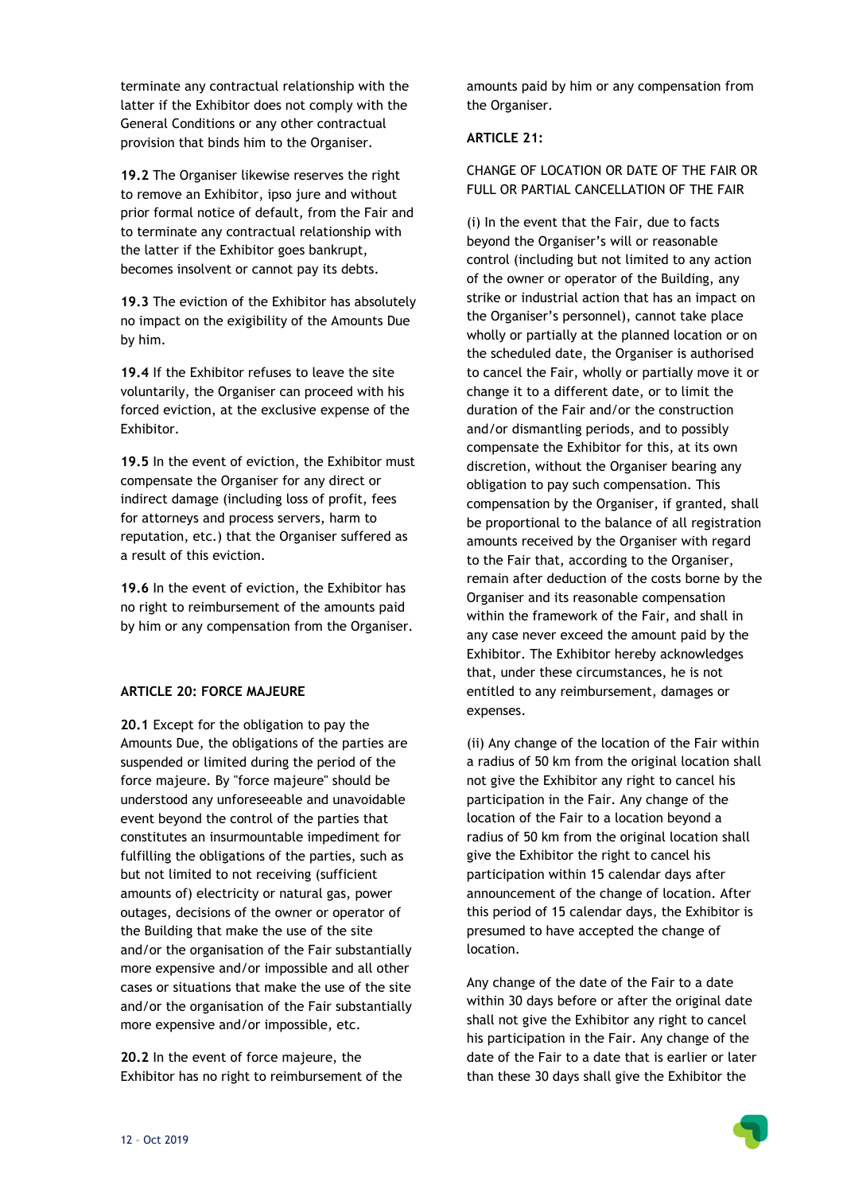terminate any contractual relationship with the latter if the Exhibitor does not comply with the General Conditions or any other contractual provision that binds him to the Organiser.

**19.2** The Organiser likewise reserves the right to remove an Exhibitor, ipso jure and without prior formal notice of default, from the Fair and to terminate any contractual relationship with the latter if the Exhibitor goes bankrupt, becomes insolvent or cannot pay its debts.

**19.3** The eviction of the Exhibitor has absolutely no impact on the exigibility of the Amounts Due by him.

**19.4** If the Exhibitor refuses to leave the site voluntarily, the Organiser can proceed with his forced eviction, at the exclusive expense of the Exhibitor.

**19.5** In the event of eviction, the Exhibitor must compensate the Organiser for any direct or indirect damage (including loss of profit, fees for attorneys and process servers, harm to reputation, etc.) that the Organiser suffered as a result of this eviction.

**19.6** In the event of eviction, the Exhibitor has no right to reimbursement of the amounts paid by him or any compensation from the Organiser.

**ARTICLE 20: FORCE MAJEURE**

**20.1** Except for the obligation to pay the Amounts Due, the obligations of the parties are suspended or limited during the period of the force majeure. By "force majeure" should be understood any unforeseeable and unavoidable event beyond the control of the parties that constitutes an insurmountable impediment for fulfilling the obligations of the parties, such as but not limited to not receiving (sufficient amounts of) electricity or natural gas, power outages, decisions of the owner or operator of the Building that make the use of the site and/or the organisation of the Fair substantially more expensive and/or impossible and all other cases or situations that make the use of the site and/or the organisation of the Fair substantially more expensive and/or impossible, etc.

**20.2** In the event of force majeure, the Exhibitor has no right to reimbursement of the amounts paid by him or any compensation from the Organiser.

**ARTICLE 21:**

CHANGE OF LOCATION OR DATE OF THE FAIR OR FULL OR PARTIAL CANCELLATION OF THE FAIR

(i) In the event that the Fair, due to facts beyond the Organiser's will or reasonable control (including but not limited to any action of the owner or operator of the Building, any strike or industrial action that has an impact on the Organiser's personnel), cannot take place wholly or partially at the planned location or on the scheduled date, the Organiser is authorised to cancel the Fair, wholly or partially move it or change it to a different date, or to limit the duration of the Fair and/or the construction and/or dismantling periods, and to possibly compensate the Exhibitor for this, at its own discretion, without the Organiser bearing any obligation to pay such compensation. This compensation by the Organiser, if granted, shall be proportional to the balance of all registration amounts received by the Organiser with regard to the Fair that, according to the Organiser, remain after deduction of the costs borne by the Organiser and its reasonable compensation within the framework of the Fair, and shall in any case never exceed the amount paid by the Exhibitor. The Exhibitor hereby acknowledges that, under these circumstances, he is not entitled to any reimbursement, damages or expenses.

(ii) Any change of the location of the Fair within a radius of 50 km from the original location shall not give the Exhibitor any right to cancel his participation in the Fair. Any change of the location of the Fair to a location beyond a radius of 50 km from the original location shall give the Exhibitor the right to cancel his participation within 15 calendar days after announcement of the change of location. After this period of 15 calendar days, the Exhibitor is presumed to have accepted the change of location.

Any change of the date of the Fair to a date within 30 days before or after the original date shall not give the Exhibitor any right to cancel his participation in the Fair. Any change of the date of the Fair to a date that is earlier or later than these 30 days shall give the Exhibitor the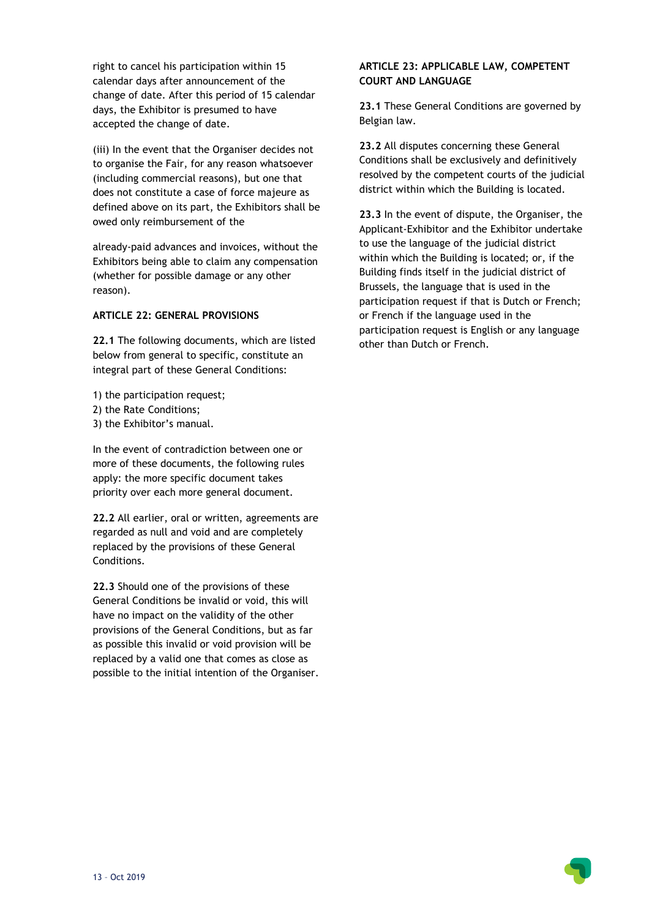right to cancel his participation within 15 calendar days after announcement of the change of date. After this period of 15 calendar days, the Exhibitor is presumed to have accepted the change of date.

(iii) In the event that the Organiser decides not to organise the Fair, for any reason whatsoever (including commercial reasons), but one that does not constitute a case of force majeure as defined above on its part, the Exhibitors shall be owed only reimbursement of the already-paid advances and invoices, without the Exhibitors being able to claim any compensation (whether for possible damage or any other reason).

### ARTICLE 22: GENERAL PROVISIONS

**22.1** The following documents, which are listed below from general to specific, constitute an integral part of these General Conditions:

1) the participation request;
2) the Rate Conditions;
3) the Exhibitor's manual.

In the event of contradiction between one or more of these documents, the following rules apply: the more specific document takes priority over each more general document.

**22.2** All earlier, oral or written, agreements are regarded as null and void and are completely replaced by the provisions of these General Conditions.

**22.3** Should one of the provisions of these General Conditions be invalid or void, this will have no impact on the validity of the other provisions of the General Conditions, but as far as possible this invalid or void provision will be replaced by a valid one that comes as close as possible to the initial intention of the Organiser.

### ARTICLE 23: APPLICABLE LAW, COMPETENT COURT AND LANGUAGE

**23.1** These General Conditions are governed by Belgian law.

**23.2** All disputes concerning these General Conditions shall be exclusively and definitively resolved by the competent courts of the judicial district within which the Building is located.

**23.3** In the event of dispute, the Organiser, the Applicant-Exhibitor and the Exhibitor undertake to use the language of the judicial district within which the Building is located; or, if the Building finds itself in the judicial district of Brussels, the language that is used in the participation request if that is Dutch or French; or French if the language used in the participation request is English or any language other than Dutch or French.